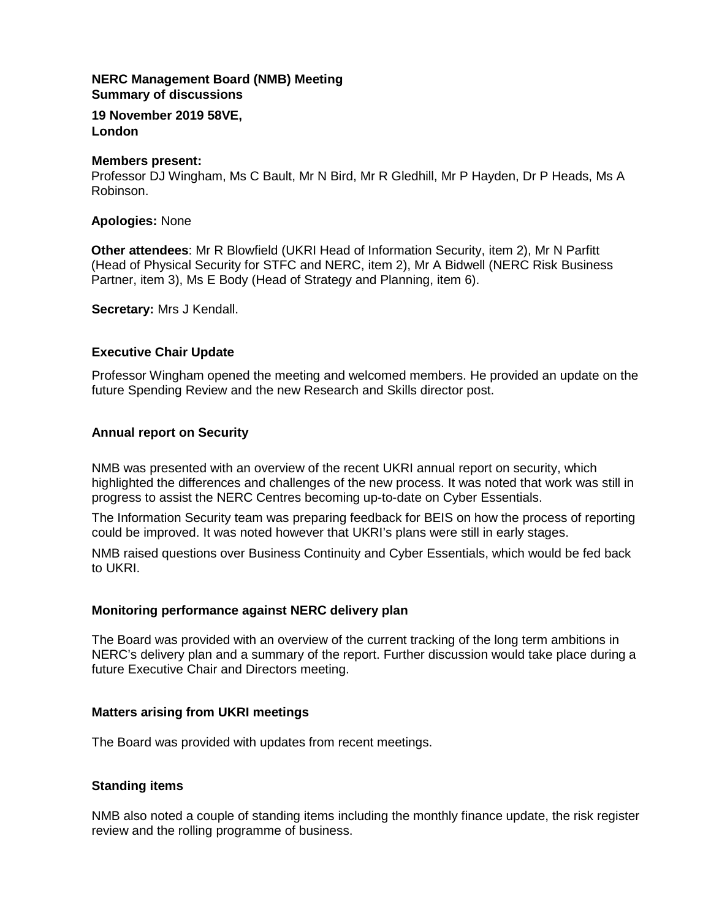**NERC Management Board (NMB) Meeting**
**Summary of discussions**

**19 November 2019 58VE,**
**London**

**Members present:**
Professor DJ Wingham, Ms C Bault, Mr N Bird, Mr R Gledhill, Mr P Hayden, Dr P Heads, Ms A Robinson.

**Apologies:** None

**Other attendees**: Mr R Blowfield (UKRI Head of Information Security, item 2), Mr N Parfitt (Head of Physical Security for STFC and NERC, item 2), Mr A Bidwell (NERC Risk Business Partner, item 3), Ms E Body (Head of Strategy and Planning, item 6).

**Secretary:** Mrs J Kendall.

## Executive Chair Update

Professor Wingham opened the meeting and welcomed members. He provided an update on the future Spending Review and the new Research and Skills director post.

## Annual report on Security

NMB was presented with an overview of the recent UKRI annual report on security, which highlighted the differences and challenges of the new process. It was noted that work was still in progress to assist the NERC Centres becoming up-to-date on Cyber Essentials.

The Information Security team was preparing feedback for BEIS on how the process of reporting could be improved. It was noted however that UKRI's plans were still in early stages.

NMB raised questions over Business Continuity and Cyber Essentials, which would be fed back to UKRI.

## Monitoring performance against NERC delivery plan

The Board was provided with an overview of the current tracking of the long term ambitions in NERC's delivery plan and a summary of the report. Further discussion would take place during a future Executive Chair and Directors meeting.

## Matters arising from UKRI meetings

The Board was provided with updates from recent meetings.

## Standing items

NMB also noted a couple of standing items including the monthly finance update, the risk register review and the rolling programme of business.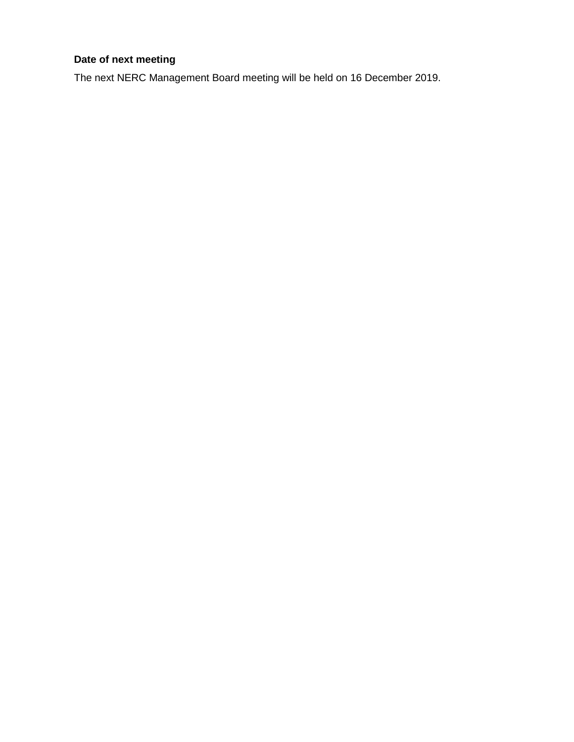**Date of next meeting**

The next NERC Management Board meeting will be held on 16 December 2019.